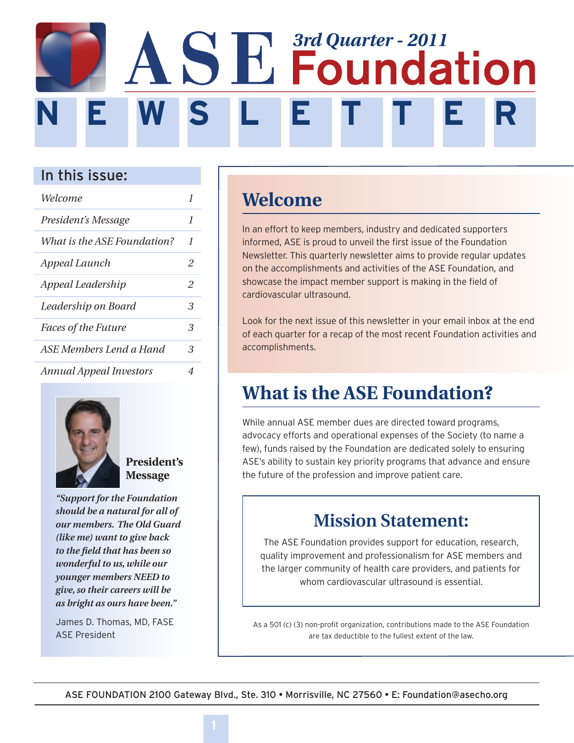# ASE Foundation NEWSLETTER

3rd Quarter - 2011

## In this issue:

| | |
|---|---|
| *Welcome* | *1* |
| *President's Message* | *1* |
| *What is the ASE Foundation?* | *1* |
| *Appeal Launch* | *2* |
| *Appeal Leadership* | *2* |
| *Leadership on Board* | *3* |
| *Faces of the Future* | *3* |
| *ASE Members Lend a Hand* | *3* |
| *Annual Appeal Investors* | *4* |

## Welcome

In an effort to keep members, industry and dedicated supporters informed, ASE is proud to unveil the first issue of the Foundation Newsletter. This quarterly newsletter aims to provide regular updates on the accomplishments and activities of the ASE Foundation, and showcase the impact member support is making in the field of cardiovascular ultrasound.

Look for the next issue of this newsletter in your email inbox at the end of each quarter for a recap of the most recent Foundation activities and accomplishments.

### President's Message

***"Support for the Foundation should be a natural for all of our members. The Old Guard (like me) want to give back to the field that has been so wonderful to us, while our younger members NEED to give, so their careers will be as bright as ours have been."***

James D. Thomas, MD, FASE
ASE President

## What is the ASE Foundation?

While annual ASE member dues are directed toward programs, advocacy efforts and operational expenses of the Society (to name a few), funds raised by the Foundation are dedicated solely to ensuring ASE's ability to sustain key priority programs that advance and ensure the future of the profession and improve patient care.

### Mission Statement:

The ASE Foundation provides support for education, research, quality improvement and professionalism for ASE members and the larger community of health care providers, and patients for whom cardiovascular ultrasound is essential.

As a 501 (c) (3) non-profit organization, contributions made to the ASE Foundation are tax deductible to the fullest extent of the law.

ASE FOUNDATION 2100 Gateway Blvd., Ste. 310 • Morrisville, NC 27560 • E: Foundation@asecho.org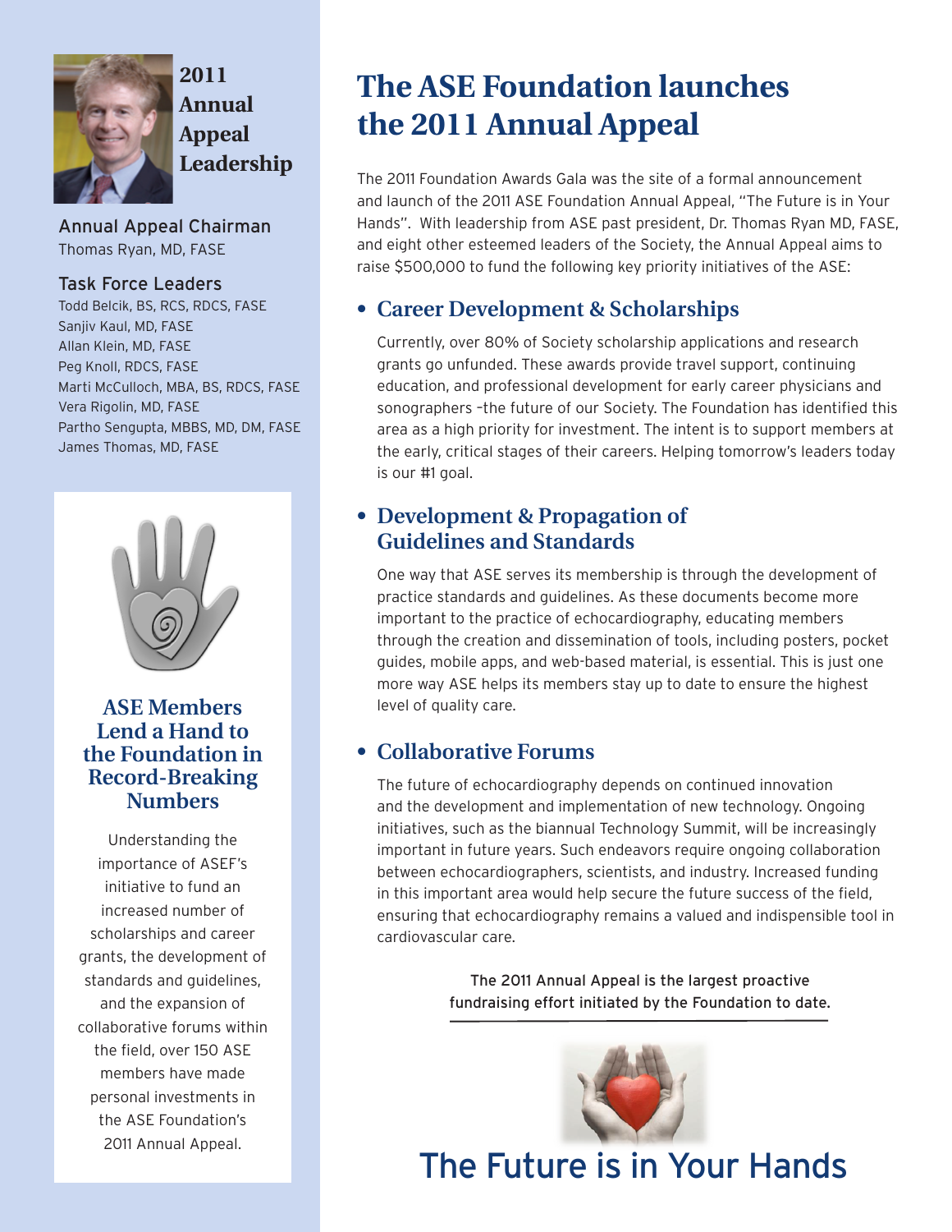## 2011 Annual Appeal Leadership

**Annual Appeal Chairman**
Thomas Ryan, MD, FASE

**Task Force Leaders**
Todd Belcik, BS, RCS, RDCS, FASE
Sanjiv Kaul, MD, FASE
Allan Klein, MD, FASE
Peg Knoll, RDCS, FASE
Marti McCulloch, MBA, BS, RDCS, FASE
Vera Rigolin, MD, FASE
Partho Sengupta, MBBS, MD, DM, FASE
James Thomas, MD, FASE

### ASE Members Lend a Hand to the Foundation in Record-Breaking Numbers

Understanding the importance of ASEF's initiative to fund an increased number of scholarships and career grants, the development of standards and guidelines, and the expansion of collaborative forums within the field, over 150 ASE members have made personal investments in the ASE Foundation's 2011 Annual Appeal.

# The ASE Foundation launches the 2011 Annual Appeal

The 2011 Foundation Awards Gala was the site of a formal announcement and launch of the 2011 ASE Foundation Annual Appeal, "The Future is in Your Hands". With leadership from ASE past president, Dr. Thomas Ryan MD, FASE, and eight other esteemed leaders of the Society, the Annual Appeal aims to raise $500,000 to fund the following key priority initiatives of the ASE:

- **Career Development & Scholarships**

  Currently, over 80% of Society scholarship applications and research grants go unfunded. These awards provide travel support, continuing education, and professional development for early career physicians and sonographers –the future of our Society. The Foundation has identified this area as a high priority for investment. The intent is to support members at the early, critical stages of their careers. Helping tomorrow's leaders today is our #1 goal.

- **Development & Propagation of Guidelines and Standards**

  One way that ASE serves its membership is through the development of practice standards and guidelines. As these documents become more important to the practice of echocardiography, educating members through the creation and dissemination of tools, including posters, pocket guides, mobile apps, and web-based material, is essential. This is just one more way ASE helps its members stay up to date to ensure the highest level of quality care.

- **Collaborative Forums**

  The future of echocardiography depends on continued innovation and the development and implementation of new technology. Ongoing initiatives, such as the biannual Technology Summit, will be increasingly important in future years. Such endeavors require ongoing collaboration between echocardiographers, scientists, and industry. Increased funding in this important area would help secure the future success of the field, ensuring that echocardiography remains a valued and indispensible tool in cardiovascular care.

The 2011 Annual Appeal is the largest proactive fundraising effort initiated by the Foundation to date.

## The Future is in Your Hands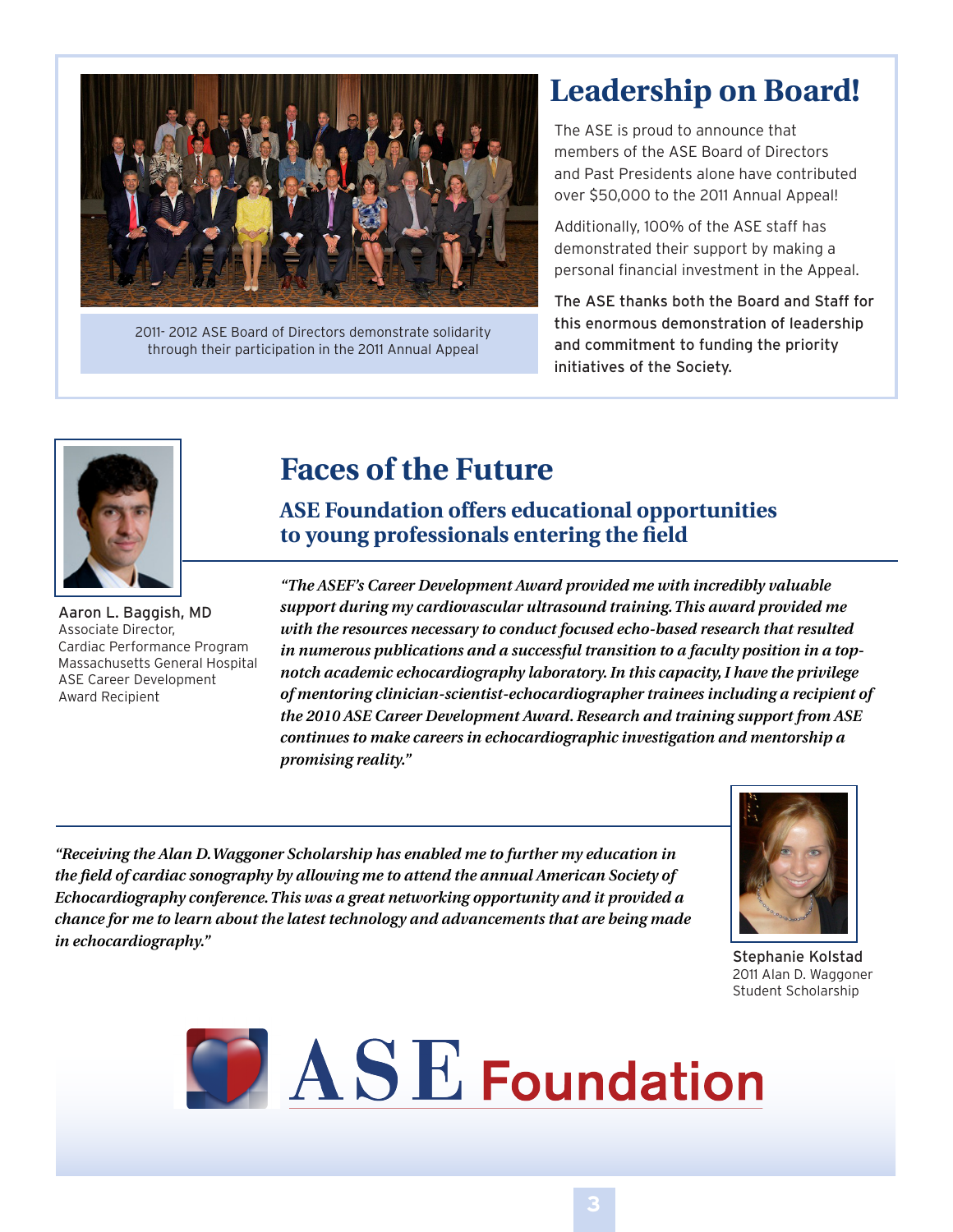2011- 2012 ASE Board of Directors demonstrate solidarity through their participation in the 2011 Annual Appeal

# Leadership on Board!

The ASE is proud to announce that members of the ASE Board of Directors and Past Presidents alone have contributed over $50,000 to the 2011 Annual Appeal!

Additionally, 100% of the ASE staff has demonstrated their support by making a personal financial investment in the Appeal.

The ASE thanks both the Board and Staff for this enormous demonstration of leadership and commitment to funding the priority initiatives of the Society.

# Faces of the Future

## ASE Foundation offers educational opportunities to young professionals entering the field

Aaron L. Baggish, MD
Associate Director,
Cardiac Performance Program
Massachusetts General Hospital
ASE Career Development
Award Recipient

***"The ASEF's Career Development Award provided me with incredibly valuable support during my cardiovascular ultrasound training. This award provided me with the resources necessary to conduct focused echo-based research that resulted in numerous publications and a successful transition to a faculty position in a top-notch academic echocardiography laboratory. In this capacity, I have the privilege of mentoring clinician-scientist-echocardiographer trainees including a recipient of the 2010 ASE Career Development Award. Research and training support from ASE continues to make careers in echocardiographic investigation and mentorship a promising reality."***

***"Receiving the Alan D. Waggoner Scholarship has enabled me to further my education in the field of cardiac sonography by allowing me to attend the annual American Society of Echocardiography conference. This was a great networking opportunity and it provided a chance for me to learn about the latest technology and advancements that are being made in echocardiography."***

Stephanie Kolstad
2011 Alan D. Waggoner
Student Scholarship

ASE Foundation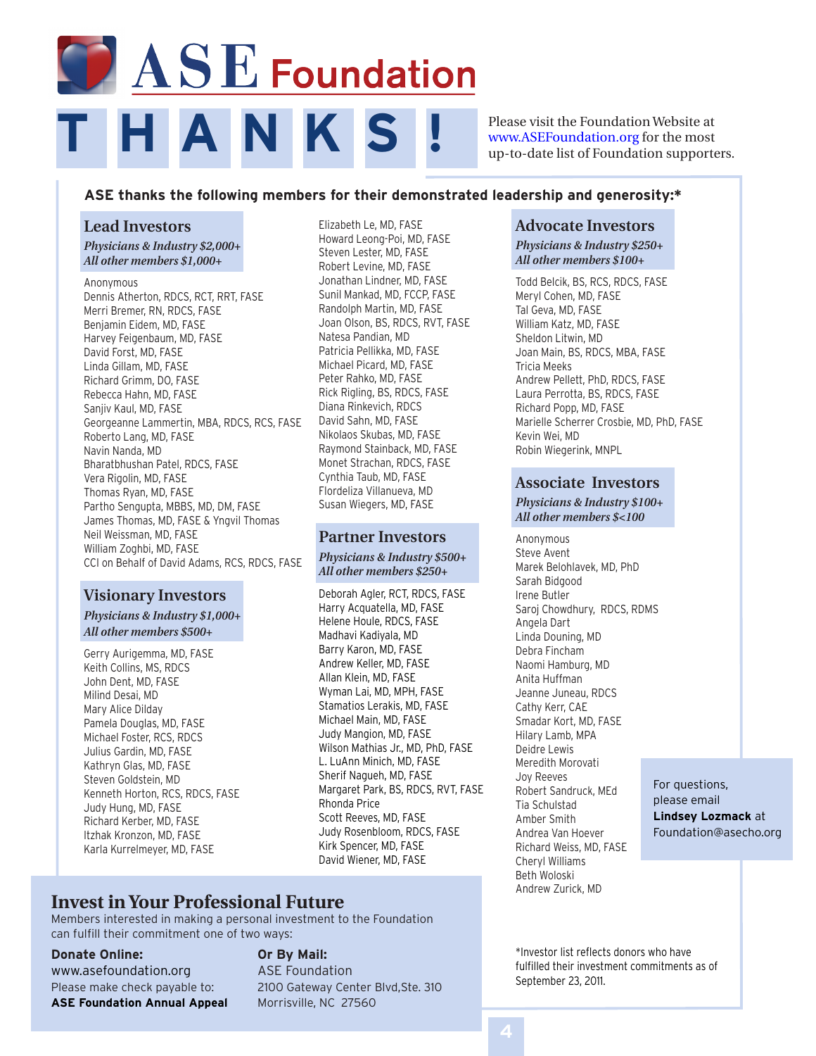# ASE Foundation

# THANKS!

Please visit the Foundation Website at www.ASEFoundation.org for the most up-to-date list of Foundation supporters.

**ASE thanks the following members for their demonstrated leadership and generosity:***

## Lead Investors

*Physicians & Industry $2,000+*
*All other members $1,000+*

Anonymous
Dennis Atherton, RDCS, RCT, RRT, FASE
Merri Bremer, RN, RDCS, FASE
Benjamin Eidem, MD, FASE
Harvey Feigenbaum, MD, FASE
David Forst, MD, FASE
Linda Gillam, MD, FASE
Richard Grimm, DO, FASE
Rebecca Hahn, MD, FASE
Sanjiv Kaul, MD, FASE
Georgeanne Lammertin, MBA, RDCS, RCS, FASE
Roberto Lang, MD, FASE
Navin Nanda, MD
Bharatbhushan Patel, RDCS, FASE
Vera Rigolin, MD, FASE
Thomas Ryan, MD, FASE
Partho Sengupta, MBBS, MD, DM, FASE
James Thomas, MD, FASE & Yngvil Thomas
Neil Weissman, MD, FASE
William Zoghbi, MD, FASE
CCI on Behalf of David Adams, RCS, RDCS, FASE

## Visionary Investors

*Physicians & Industry $1,000+*
*All other members $500+*

Gerry Aurigemma, MD, FASE
Keith Collins, MS, RDCS
John Dent, MD, FASE
Milind Desai, MD
Mary Alice Dilday
Pamela Douglas, MD, FASE
Michael Foster, RCS, RDCS
Julius Gardin, MD, FASE
Kathryn Glas, MD, FASE
Steven Goldstein, MD
Kenneth Horton, RCS, RDCS, FASE
Judy Hung, MD, FASE
Richard Kerber, MD, FASE
Itzhak Kronzon, MD, FASE
Karla Kurrelmeyer, MD, FASE
Elizabeth Le, MD, FASE
Howard Leong-Poi, MD, FASE
Steven Lester, MD, FASE
Robert Levine, MD, FASE
Jonathan Lindner, MD, FASE
Sunil Mankad, MD, FCCP, FASE
Randolph Martin, MD, FASE
Joan Olson, BS, RDCS, RVT, FASE
Natesa Pandian, MD
Patricia Pellikka, MD, FASE
Michael Picard, MD, FASE
Peter Rahko, MD, FASE
Rick Rigling, BS, RDCS, FASE
Diana Rinkevich, RDCS
David Sahn, MD, FASE
Nikolaos Skubas, MD, FASE
Raymond Stainback, MD, FASE
Monet Strachan, RDCS, FASE
Cynthia Taub, MD, FASE
Flordeliza Villanueva, MD
Susan Wiegers, MD, FASE

## Partner Investors

*Physicians & Industry $500+*
*All other members $250+*

Deborah Agler, RCT, RDCS, FASE
Harry Acquatella, MD, FASE
Helene Houle, RDCS, FASE
Madhavi Kadiyala, MD
Barry Karon, MD, FASE
Andrew Keller, MD, FASE
Allan Klein, MD, FASE
Wyman Lai, MD, MPH, FASE
Stamatios Lerakis, MD, FASE
Michael Main, MD, FASE
Judy Mangion, MD, FASE
Wilson Mathias Jr., MD, PhD, FASE
L. LuAnn Minich, MD, FASE
Sherif Nagueh, MD, FASE
Margaret Park, BS, RDCS, RVT, FASE
Rhonda Price
Scott Reeves, MD, FASE
Judy Rosenbloom, RDCS, FASE
Kirk Spencer, MD, FASE
David Wiener, MD, FASE

## Advocate Investors

*Physicians & Industry $250+*
*All other members $100+*

Todd Belcik, BS, RCS, RDCS, FASE
Meryl Cohen, MD, FASE
Tal Geva, MD, FASE
William Katz, MD, FASE
Sheldon Litwin, MD
Joan Main, BS, RDCS, MBA, FASE
Tricia Meeks
Andrew Pellett, PhD, RDCS, FASE
Laura Perrotta, BS, RDCS, FASE
Richard Popp, MD, FASE
Marielle Scherrer Crosbie, MD, PhD, FASE
Kevin Wei, MD
Robin Wiegerink, MNPL

## Associate Investors

*Physicians & Industry $100+*
*All other members $<100*

Anonymous
Steve Avent
Marek Belohlavek, MD, PhD
Sarah Bidgood
Irene Butler
Saroj Chowdhury, RDCS, RDMS
Angela Dart
Linda Douning, MD
Debra Fincham
Naomi Hamburg, MD
Anita Huffman
Jeanne Juneau, RDCS
Cathy Kerr, CAE
Smadar Kort, MD, FASE
Hilary Lamb, MPA
Deidre Lewis
Meredith Morovati
Joy Reeves
Robert Sandruck, MEd
Tia Schulstad
Amber Smith
Andrea Van Hoever
Richard Weiss, MD, FASE
Cheryl Williams
Beth Woloski
Andrew Zurick, MD

For questions, please email **Lindsey Lozmack** at Foundation@asecho.org

*Investor list reflects donors who have fulfilled their investment commitments as of September 23, 2011.

## Invest in Your Professional Future

Members interested in making a personal investment to the Foundation can fulfill their commitment one of two ways:

**Donate Online:**
www.asefoundation.org
Please make check payable to:
**ASE Foundation Annual Appeal**

**Or By Mail:**
ASE Foundation
2100 Gateway Center Blvd,Ste. 310
Morrisville, NC 27560